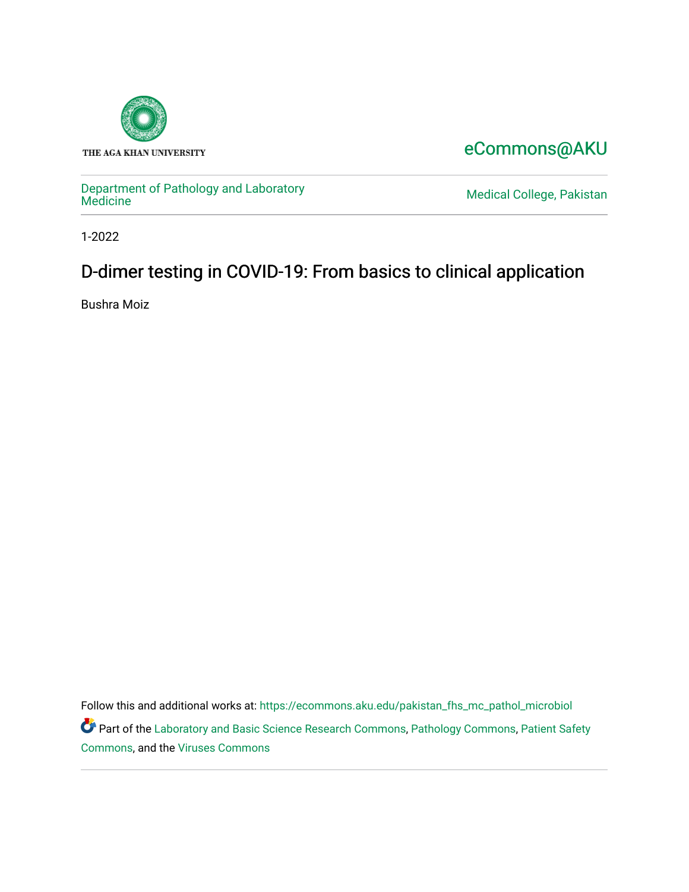THE AGA KHAN UNIVERSITY

eCommons@AKU

Department of Pathology and Laboratory Medicine

Medical College, Pakistan

1-2022

# D-dimer testing in COVID-19: From basics to clinical application

Bushra Moiz

Follow this and additional works at: https://ecommons.aku.edu/pakistan_fhs_mc_pathol_microbiol

Part of the Laboratory and Basic Science Research Commons, Pathology Commons, Patient Safety Commons, and the Viruses Commons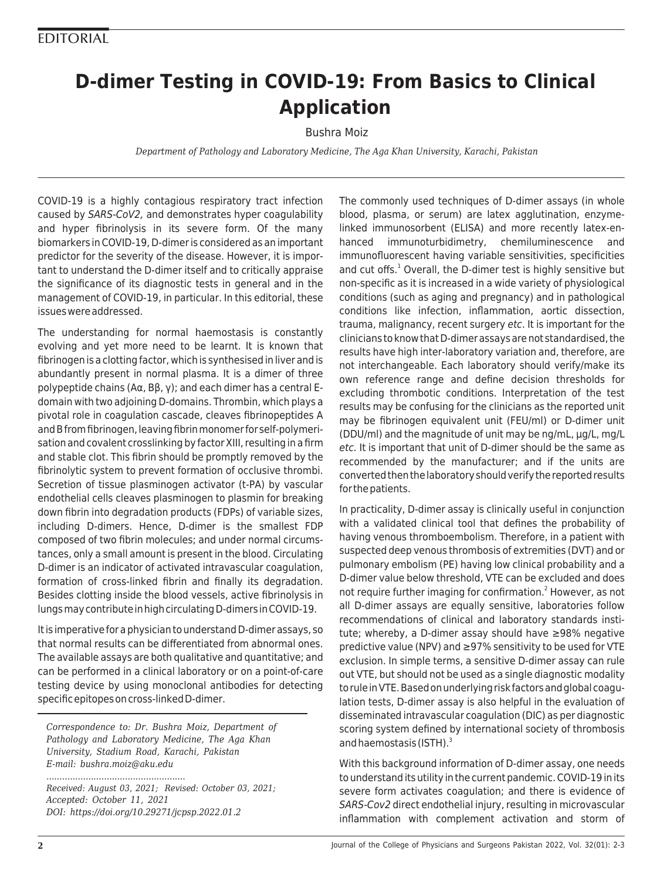EDITORIAL

# D-dimer Testing in COVID-19: From Basics to Clinical Application

Bushra Moiz

*Department of Pathology and Laboratory Medicine, The Aga Khan University, Karachi, Pakistan*

COVID-19 is a highly contagious respiratory tract infection caused by *SARS-CoV2,* and demonstrates hyper coagulability and hyper fibrinolysis in its severe form. Of the many biomarkers in COVID-19, D-dimer is considered as an important predictor for the severity of the disease. However, it is important to understand the D-dimer itself and to critically appraise the significance of its diagnostic tests in general and in the management of COVID-19, in particular. In this editorial, these issues were addressed.

The understanding for normal haemostasis is constantly evolving and yet more need to be learnt. It is known that fibrinogen is a clotting factor, which is synthesised in liver and is abundantly present in normal plasma. It is a dimer of three polypeptide chains (Aα, Bβ, γ); and each dimer has a central E-domain with two adjoining D-domains. Thrombin, which plays a pivotal role in coagulation cascade, cleaves fibrinopeptides A and B from fibrinogen, leaving fibrin monomer for self-polymerisation and covalent crosslinking by factor XIII, resulting in a firm and stable clot. This fibrin should be promptly removed by the fibrinolytic system to prevent formation of occlusive thrombi. Secretion of tissue plasminogen activator (t-PA) by vascular endothelial cells cleaves plasminogen to plasmin for breaking down fibrin into degradation products (FDPs) of variable sizes, including D-dimers. Hence, D-dimer is the smallest FDP composed of two fibrin molecules; and under normal circumstances, only a small amount is present in the blood. Circulating D-dimer is an indicator of activated intravascular coagulation, formation of cross-linked fibrin and finally its degradation. Besides clotting inside the blood vessels, active fibrinolysis in lungs may contribute in high circulating D-dimers in COVID-19.

It is imperative for a physician to understand D-dimer assays, so that normal results can be differentiated from abnormal ones. The available assays are both qualitative and quantitative; and can be performed in a clinical laboratory or on a point-of-care testing device by using monoclonal antibodies for detecting specific epitopes on cross-linked D-dimer.

*Correspondence to: Dr. Bushra Moiz, Department of Pathology and Laboratory Medicine, The Aga Khan University, Stadium Road, Karachi, Pakistan*
*E-mail: bushra.moiz@aku.edu*

*Received: August 03, 2021; Revised: October 03, 2021; Accepted: October 11, 2021*
*DOI: https://doi.org/10.29271/jcpsp.2022.01.2*

The commonly used techniques of D-dimer assays (in whole blood, plasma, or serum) are latex agglutination, enzyme-linked immunosorbent (ELISA) and more recently latex-enhanced immunoturbidimetry, chemiluminescence and immunofluorescent having variable sensitivities, specificities and cut offs.[1] Overall, the D-dimer test is highly sensitive but non-specific as it is increased in a wide variety of physiological conditions (such as aging and pregnancy) and in pathological conditions like infection, inflammation, aortic dissection, trauma, malignancy, recent surgery *etc*. It is important for the clinicians to know that D-dimer assays are not standardised, the results have high inter-laboratory variation and, therefore, are not interchangeable. Each laboratory should verify/make its own reference range and define decision thresholds for excluding thrombotic conditions. Interpretation of the test results may be confusing for the clinicians as the reported unit may be fibrinogen equivalent unit (FEU/ml) or D-dimer unit (DDU/ml) and the magnitude of unit may be ng/mL, µg/L, mg/L *etc.* It is important that unit of D-dimer should be the same as recommended by the manufacturer; and if the units are converted then the laboratory should verify the reported results for the patients.

In practicality, D-dimer assay is clinically useful in conjunction with a validated clinical tool that defines the probability of having venous thromboembolism. Therefore, in a patient with suspected deep venous thrombosis of extremities (DVT) and or pulmonary embolism (PE) having low clinical probability and a D-dimer value below threshold, VTE can be excluded and does not require further imaging for confirmation.[2] However, as not all D-dimer assays are equally sensitive, laboratories follow recommendations of clinical and laboratory standards institute; whereby, a D-dimer assay should have ≥98% negative predictive value (NPV) and ≥97% sensitivity to be used for VTE exclusion. In simple terms, a sensitive D-dimer assay can rule out VTE, but should not be used as a single diagnostic modality to rule in VTE. Based on underlying risk factors and global coagulation tests, D-dimer assay is also helpful in the evaluation of disseminated intravascular coagulation (DIC) as per diagnostic scoring system defined by international society of thrombosis and haemostasis (ISTH).[3]

With this background information of D-dimer assay, one needs to understand its utility in the current pandemic. COVID-19 in its severe form activates coagulation; and there is evidence of *SARS-Cov2* direct endothelial injury, resulting in microvascular inflammation with complement activation and storm of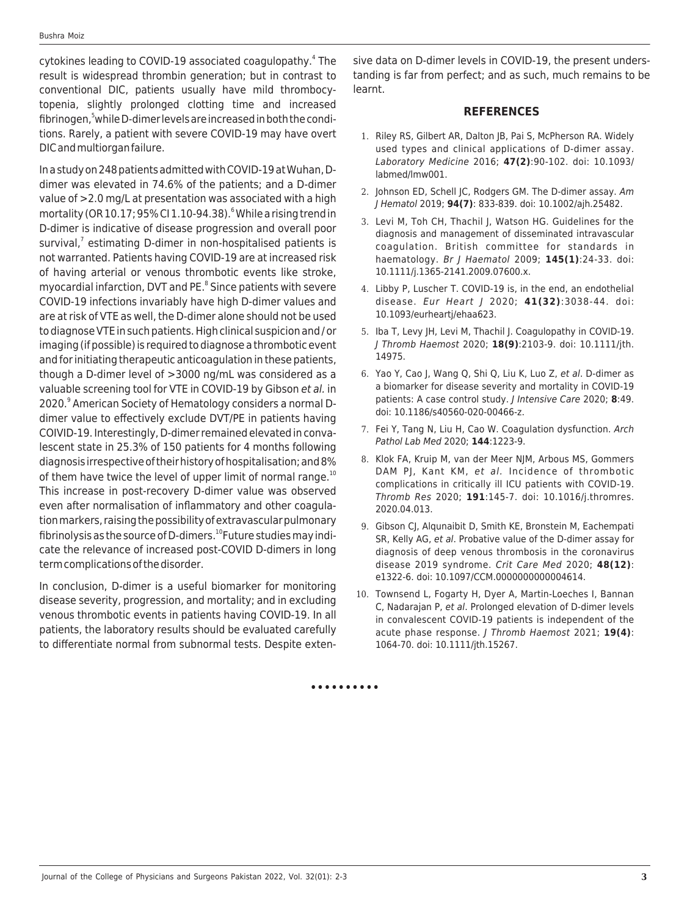cytokines leading to COVID-19 associated coagulopathy.[4] The result is widespread thrombin generation; but in contrast to conventional DIC, patients usually have mild thrombocytopenia, slightly prolonged clotting time and increased fibrinogen,[5] while D-dimer levels are increased in both the conditions. Rarely, a patient with severe COVID-19 may have overt DIC and multiorgan failure.

In a study on 248 patients admitted with COVID-19 at Wuhan, D-dimer was elevated in 74.6% of the patients; and a D-dimer value of >2.0 mg/L at presentation was associated with a high mortality (OR 10.17; 95% CI 1.10-94.38).[6] While a rising trend in D-dimer is indicative of disease progression and overall poor survival,[7] estimating D-dimer in non-hospitalised patients is not warranted. Patients having COVID-19 are at increased risk of having arterial or venous thrombotic events like stroke, myocardial infarction, DVT and PE.[8] Since patients with severe COVID-19 infections invariably have high D-dimer values and are at risk of VTE as well, the D-dimer alone should not be used to diagnose VTE in such patients. High clinical suspicion and / or imaging (if possible) is required to diagnose a thrombotic event and for initiating therapeutic anticoagulation in these patients, though a D-dimer level of >3000 ng/mL was considered as a valuable screening tool for VTE in COVID-19 by Gibson *et al.* in 2020.[9] American Society of Hematology considers a normal D-dimer value to effectively exclude DVT/PE in patients having COIVID-19. Interestingly, D-dimer remained elevated in convalescent state in 25.3% of 150 patients for 4 months following diagnosis irrespective of their history of hospitalisation; and 8% of them have twice the level of upper limit of normal range.[10] This increase in post-recovery D-dimer value was observed even after normalisation of inflammatory and other coagulation markers, raising the possibility of extravascular pulmonary fibrinolysis as the source of D-dimers.[10] Future studies may indicate the relevance of increased post-COVID D-dimers in long term complications of the disorder.

In conclusion, D-dimer is a useful biomarker for monitoring disease severity, progression, and mortality; and in excluding venous thrombotic events in patients having COVID-19. In all patients, the laboratory results should be evaluated carefully to differentiate normal from subnormal tests. Despite extensive data on D-dimer levels in COVID-19, the present understanding is far from perfect; and as such, much remains to be learnt.

## REFERENCES

1. Riley RS, Gilbert AR, Dalton JB, Pai S, McPherson RA. Widely used types and clinical applications of D-dimer assay. *Laboratory Medicine* 2016; **47(2)**:90-102. doi: 10.1093/labmed/lmw001.
2. Johnson ED, Schell JC, Rodgers GM. The D-dimer assay. *Am J Hematol* 2019; **94(7)**: 833-839. doi: 10.1002/ajh.25482.
3. Levi M, Toh CH, Thachil J, Watson HG. Guidelines for the diagnosis and management of disseminated intravascular coagulation. British committee for standards in haematology. *Br J Haematol* 2009; **145(1)**:24-33. doi: 10.1111/j.1365-2141.2009.07600.x.
4. Libby P, Luscher T. COVID-19 is, in the end, an endothelial disease. *Eur Heart J* 2020; **41(32)**:3038-44. doi: 10.1093/eurheartj/ehaa623.
5. Iba T, Levy JH, Levi M, Thachil J. Coagulopathy in COVID-19. *J Thromb Haemost* 2020; **18(9)**:2103-9. doi: 10.1111/jth.14975.
6. Yao Y, Cao J, Wang Q, Shi Q, Liu K, Luo Z, *et al*. D-dimer as a biomarker for disease severity and mortality in COVID-19 patients: A case control study. *J Intensive Care* 2020; **8**:49. doi: 10.1186/s40560-020-00466-z.
7. Fei Y, Tang N, Liu H, Cao W. Coagulation dysfunction. *Arch Pathol Lab Med* 2020; **144**:1223-9.
8. Klok FA, Kruip M, van der Meer NJM, Arbous MS, Gommers DAM PJ, Kant KM, *et al*. Incidence of thrombotic complications in critically ill ICU patients with COVID-19. *Thromb Res* 2020; **191**:145-7. doi: 10.1016/j.thromres.2020.04.013.
9. Gibson CJ, Alqunaibit D, Smith KE, Bronstein M, Eachempati SR, Kelly AG, *et al*. Probative value of the D-dimer assay for diagnosis of deep venous thrombosis in the coronavirus disease 2019 syndrome. *Crit Care Med* 2020; **48(12)**: e1322-6. doi: 10.1097/CCM.0000000000004614.
10. Townsend L, Fogarty H, Dyer A, Martin-Loeches I, Bannan C, Nadarajan P, *et al*. Prolonged elevation of D-dimer levels in convalescent COVID-19 patients is independent of the acute phase response. *J Thromb Haemost* 2021; **19(4)**: 1064-70. doi: 10.1111/jth.15267.

••••••••••